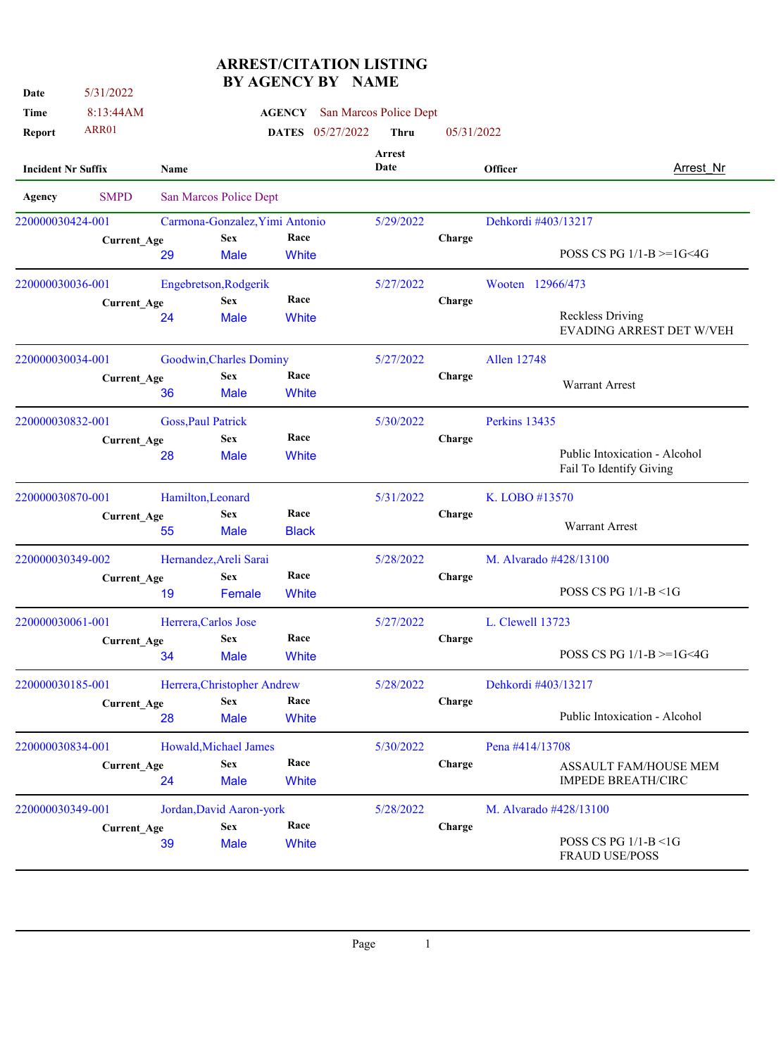# ARREST/CITATION LISTING
# BY AGENCY BY NAME

**Date** 5/31/2022
**Time** 8:13:44AM
**Report** ARR01

**AGENCY** San Marcos Police Dept
**DATES** 05/27/2022 **Thru** 05/31/2022

| Incident Nr Suffix | Name | Current_Age | Sex | Race | Arrest Date | Officer | Charge | Arrest_Nr |
|---|---|---|---|---|---|---|---|---|
| **Agency** SMPD | San Marcos Police Dept | | | | | | | |
| 220000030424-001 | Carmona-Gonzalez,Yimi Antonio | 29 | Male | White | 5/29/2022 | Dehkordi #403/13217 | POSS CS PG 1/1-B >=1G<4G | |
| 220000030036-001 | Engebretson,Rodgerik | 24 | Male | White | 5/27/2022 | Wooten 12966/473 | Reckless Driving<br>EVADING ARREST DET W/VEH | |
| 220000030034-001 | Goodwin,Charles Dominy | 36 | Male | White | 5/27/2022 | Allen 12748 | Warrant Arrest | |
| 220000030832-001 | Goss,Paul Patrick | 28 | Male | White | 5/30/2022 | Perkins 13435 | Public Intoxication - Alcohol<br>Fail To Identify Giving | |
| 220000030870-001 | Hamilton,Leonard | 55 | Male | Black | 5/31/2022 | K. LOBO #13570 | Warrant Arrest | |
| 220000030349-002 | Hernandez,Areli Sarai | 19 | Female | White | 5/28/2022 | M. Alvarado #428/13100 | POSS CS PG 1/1-B <1G | |
| 220000030061-001 | Herrera,Carlos Jose | 34 | Male | White | 5/27/2022 | L. Clewell 13723 | POSS CS PG 1/1-B >=1G<4G | |
| 220000030185-001 | Herrera,Christopher Andrew | 28 | Male | White | 5/28/2022 | Dehkordi #403/13217 | Public Intoxication - Alcohol | |
| 220000030834-001 | Howald,Michael James | 24 | Male | White | 5/30/2022 | Pena #414/13708 | ASSAULT FAM/HOUSE MEM<br>IMPEDE BREATH/CIRC | |
| 220000030349-001 | Jordan,David Aaron-york | 39 | Male | White | 5/28/2022 | M. Alvarado #428/13100 | POSS CS PG 1/1-B <1G<br>FRAUD USE/POSS | |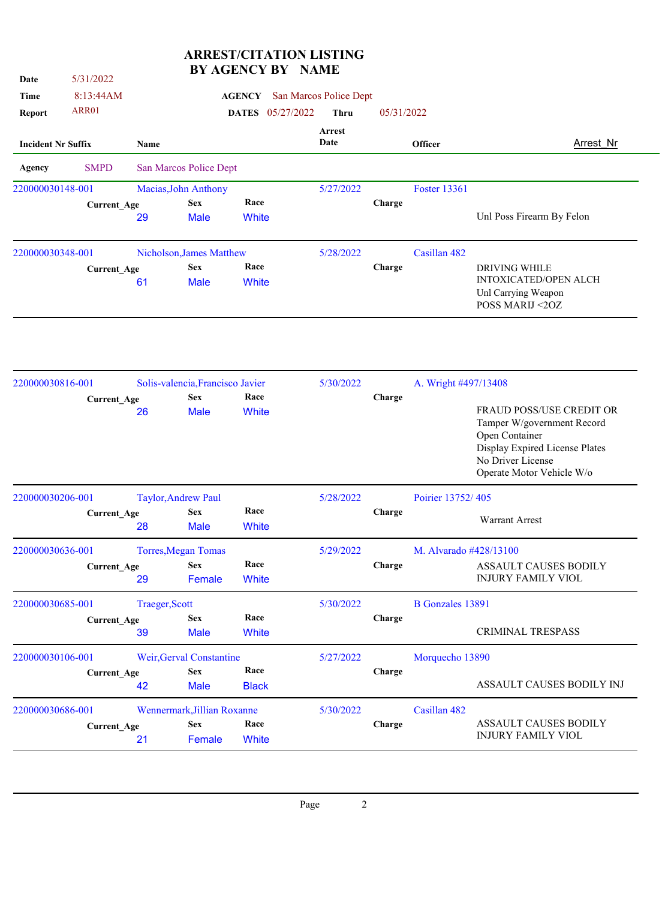# ARREST/CITATION LISTING
# BY AGENCY BY NAME

**Date** 5/31/2022
**Time** 8:13:44AM
**Report** ARR01

**AGENCY** San Marcos Police Dept
**DATES** 05/27/2022 **Thru** 05/31/2022

| Incident Nr Suffix | Name | Current_Age | Sex | Race | Arrest Date | Officer | Charge | Arrest_Nr |
|---|---|---|---|---|---|---|---|---|
| **Agency** SMPD | San Marcos Police Dept | | | | | | | |
| 220000030148-001 | Macias,John Anthony | 29 | Male | White | 5/27/2022 | Foster 13361 | Unl Poss Firearm By Felon | |
| 220000030348-001 | Nicholson,James Matthew | 61 | Male | White | 5/28/2022 | Casillan 482 | DRIVING WHILE INTOXICATED/OPEN ALCH<br>Unl Carrying Weapon<br>POSS MARIJ <2OZ | |
| 220000030816-001 | Solis-valencia,Francisco Javier | 26 | Male | White | 5/30/2022 | A. Wright #497/13408 | FRAUD POSS/USE CREDIT OR<br>Tamper W/government Record<br>Open Container<br>Display Expired License Plates<br>No Driver License<br>Operate Motor Vehicle W/o | |
| 220000030206-001 | Taylor,Andrew Paul | 28 | Male | White | 5/28/2022 | Poirier 13752/ 405 | Warrant Arrest | |
| 220000030636-001 | Torres,Megan Tomas | 29 | Female | White | 5/29/2022 | M. Alvarado #428/13100 | ASSAULT CAUSES BODILY INJURY FAMILY VIOL | |
| 220000030685-001 | Traeger,Scott | 39 | Male | White | 5/30/2022 | B Gonzales 13891 | CRIMINAL TRESPASS | |
| 220000030106-001 | Weir,Gerval Constantine | 42 | Male | Black | 5/27/2022 | Morquecho 13890 | ASSAULT CAUSES BODILY INJ | |
| 220000030686-001 | Wennermark,Jillian Roxanne | 21 | Female | White | 5/30/2022 | Casillan 482 | ASSAULT CAUSES BODILY INJURY FAMILY VIOL | |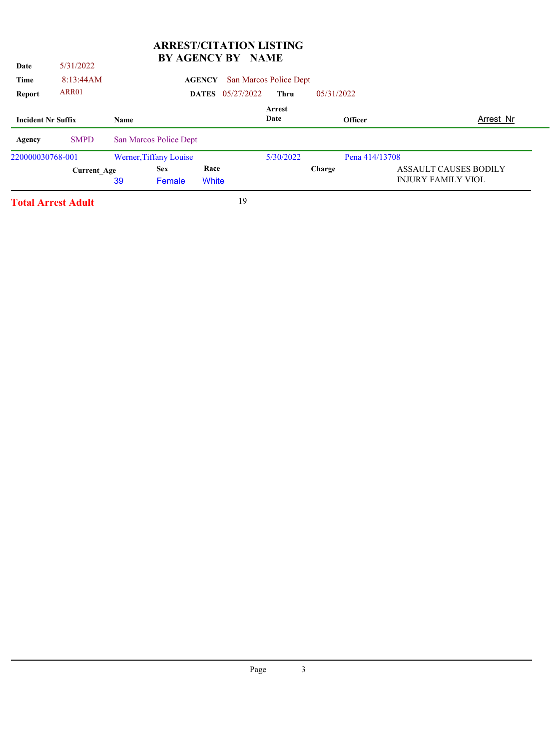# ARREST/CITATION LISTING
## BY AGENCY BY NAME

**Date** 5/31/2022
**Time** 8:13:44AM
**Report** ARR01

**AGENCY** San Marcos Police Dept
**DATES** 05/27/2022 **Thru** 05/31/2022

| Incident Nr Suffix | Name | Arrest Date | Officer | Arrest_Nr |
|---|---|---|---|---|
| **Agency** SMPD | San Marcos Police Dept | | | |
| 220000030768-001 | Werner,Tiffany Louise | 5/30/2022 | Pena 414/13708 | |

| Current_Age | Sex | Race | Charge |
|---|---|---|---|
| 39 | Female | White | ASSAULT CAUSES BODILY INJURY FAMILY VIOL |

**Total Arrest Adult** 19